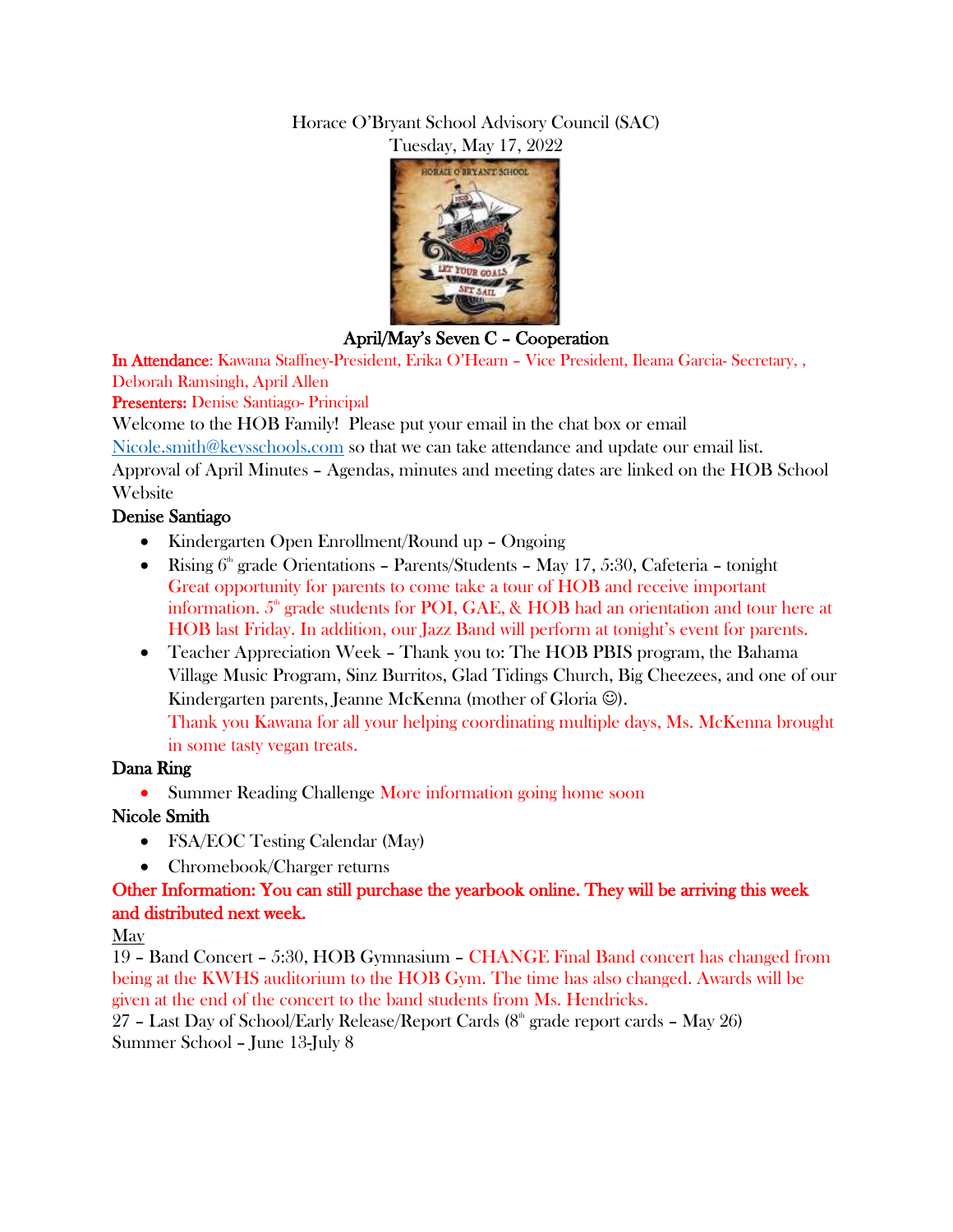Horace O'Bryant School Advisory Council (SAC)
Tuesday, May 17, 2022

**April/May's Seven C – Cooperation**

**In Attendance**: Kawana Staffney-President, Erika O'Hearn – Vice President, Ileana Garcia- Secretary, , Deborah Ramsingh, April Allen

**Presenters:** Denise Santiago- Principal

Welcome to the HOB Family! Please put your email in the chat box or email Nicole.smith@keysschools.com so that we can take attendance and update our email list.

Approval of April Minutes – Agendas, minutes and meeting dates are linked on the HOB School Website

**Denise Santiago**

- Kindergarten Open Enrollment/Round up – Ongoing
- Rising 6th grade Orientations – Parents/Students – May 17, 5:30, Cafeteria – tonight
  Great opportunity for parents to come take a tour of HOB and receive important information. 5th grade students for POI, GAE, & HOB had an orientation and tour here at HOB last Friday. In addition, our Jazz Band will perform at tonight's event for parents.
- Teacher Appreciation Week – Thank you to: The HOB PBIS program, the Bahama Village Music Program, Sinz Burritos, Glad Tidings Church, Big Cheezees, and one of our Kindergarten parents, Jeanne McKenna (mother of Gloria ☺).
  Thank you Kawana for all your helping coordinating multiple days, Ms. McKenna brought in some tasty vegan treats.

**Dana Ring**

- Summer Reading Challenge More information going home soon

**Nicole Smith**

- FSA/EOC Testing Calendar (May)
- Chromebook/Charger returns

**Other Information: You can still purchase the yearbook online. They will be arriving this week and distributed next week.**

May

19 – Band Concert – 5:30, HOB Gymnasium – CHANGE Final Band concert has changed from being at the KWHS auditorium to the HOB Gym. The time has also changed. Awards will be given at the end of the concert to the band students from Ms. Hendricks.

27 – Last Day of School/Early Release/Report Cards (8th grade report cards – May 26)

Summer School – June 13-July 8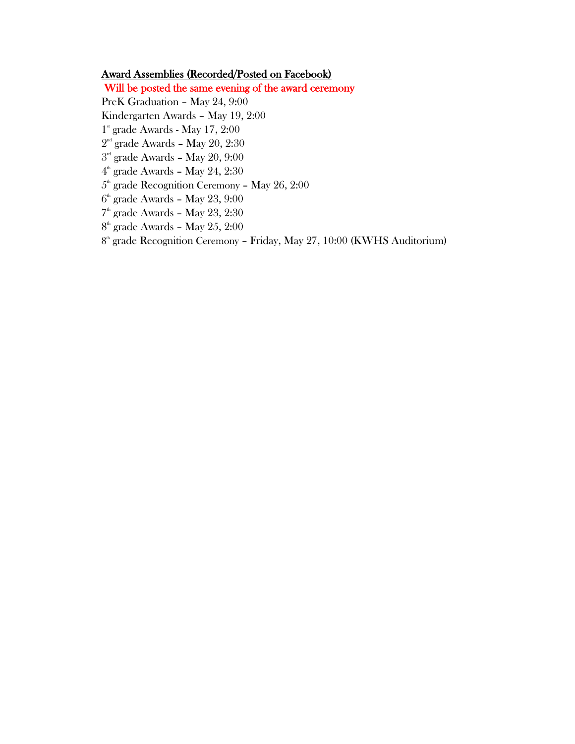Award Assemblies (Recorded/Posted on Facebook)

Will be posted the same evening of the award ceremony

PreK Graduation – May 24, 9:00

Kindergarten Awards – May 19, 2:00

1st grade Awards - May 17, 2:00

2nd grade Awards – May 20, 2:30

3rd grade Awards – May 20, 9:00

4th grade Awards – May 24, 2:30

5th grade Recognition Ceremony – May 26, 2:00

6th grade Awards – May 23, 9:00

7th grade Awards – May 23, 2:30

8th grade Awards – May 25, 2:00

8th grade Recognition Ceremony – Friday, May 27, 10:00 (KWHS Auditorium)